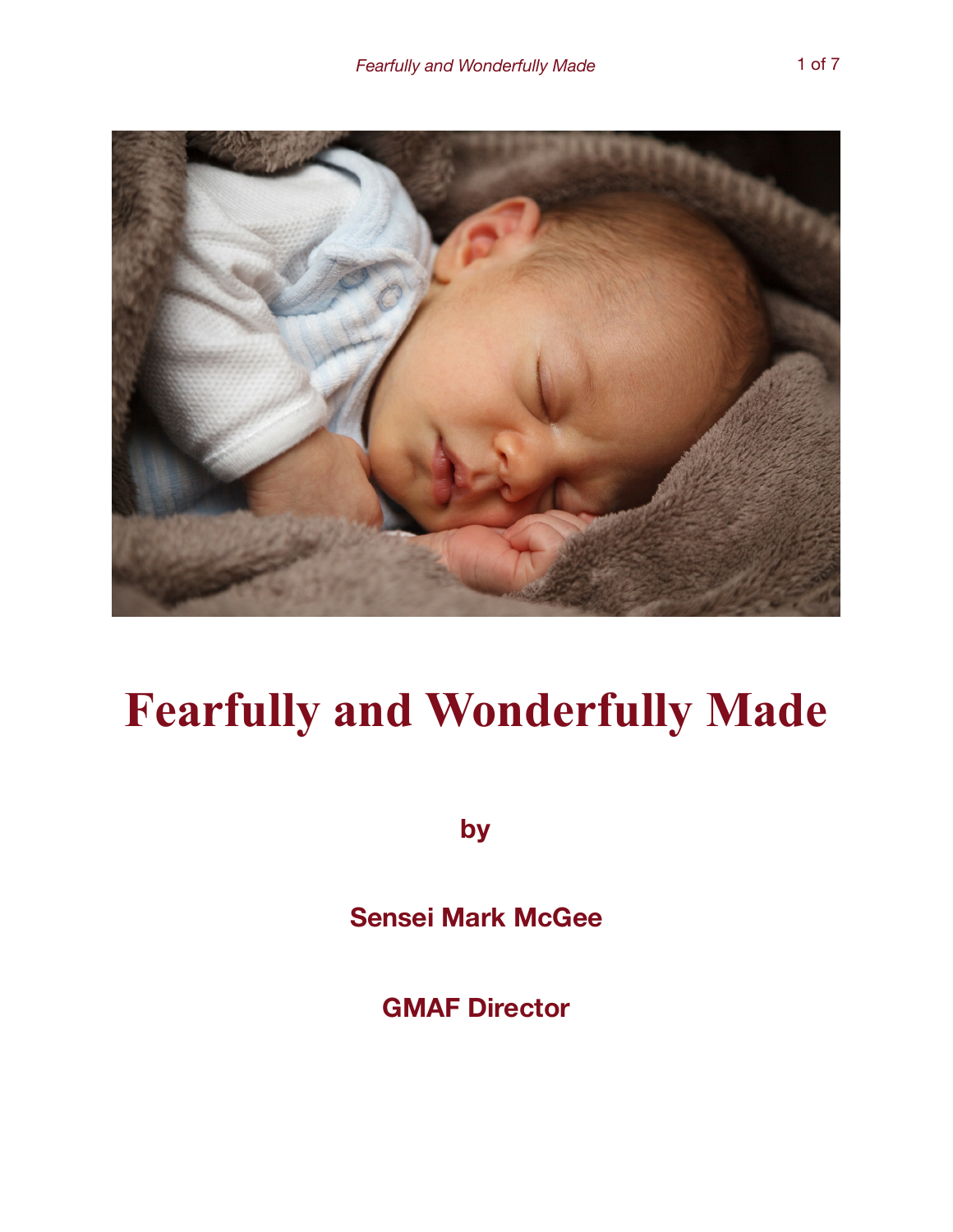# Fearfully and Wonderfully Made

**by**

**Sensei Mark McGee**

**GMAF Director**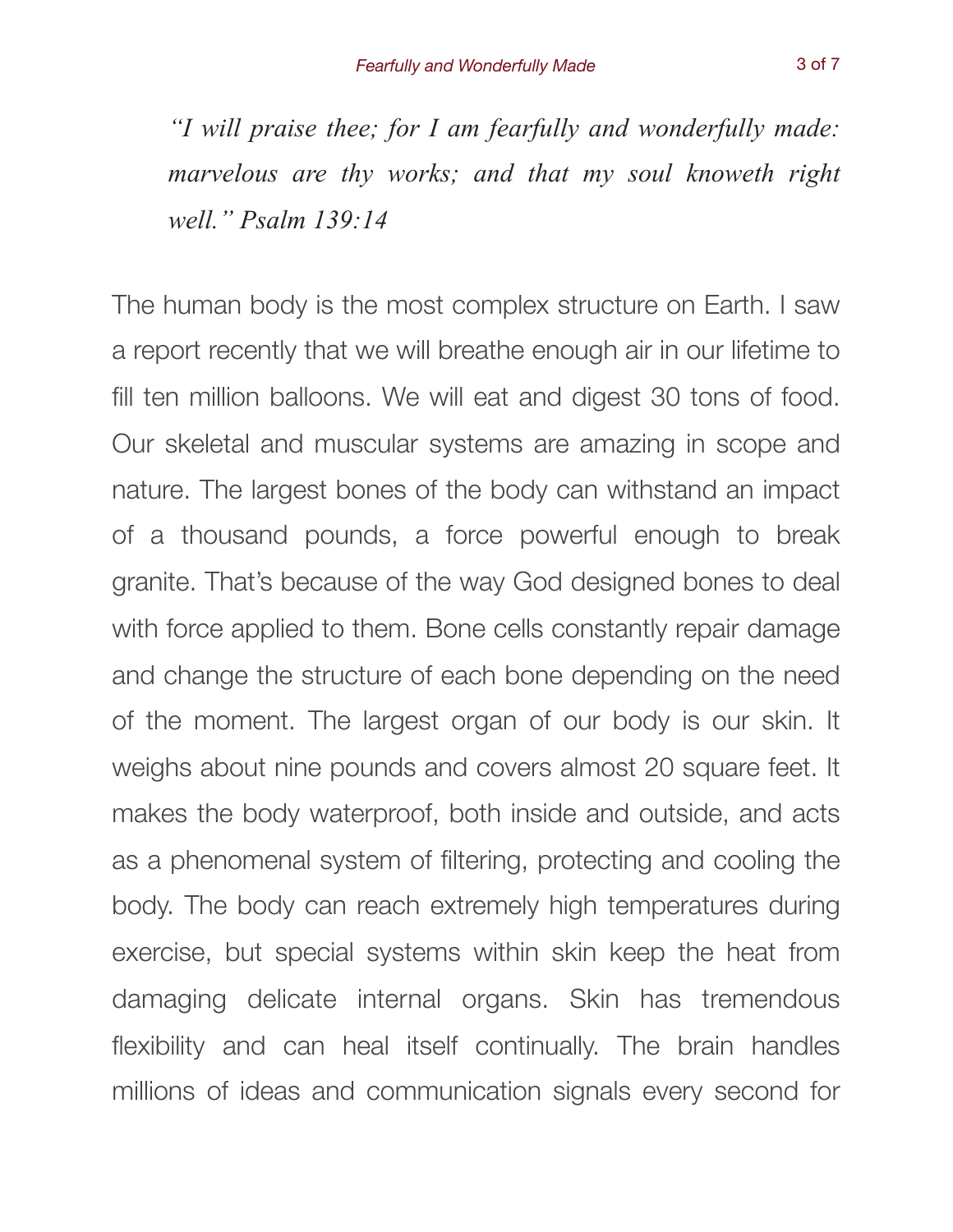*"I will praise thee; for I am fearfully and wonderfully made: marvelous are thy works; and that my soul knoweth right well." Psalm 139:14*

The human body is the most complex structure on Earth. I saw a report recently that we will breathe enough air in our lifetime to fill ten million balloons. We will eat and digest 30 tons of food. Our skeletal and muscular systems are amazing in scope and nature. The largest bones of the body can withstand an impact of a thousand pounds, a force powerful enough to break granite. That's because of the way God designed bones to deal with force applied to them. Bone cells constantly repair damage and change the structure of each bone depending on the need of the moment. The largest organ of our body is our skin. It weighs about nine pounds and covers almost 20 square feet. It makes the body waterproof, both inside and outside, and acts as a phenomenal system of filtering, protecting and cooling the body. The body can reach extremely high temperatures during exercise, but special systems within skin keep the heat from damaging delicate internal organs. Skin has tremendous flexibility and can heal itself continually. The brain handles millions of ideas and communication signals every second for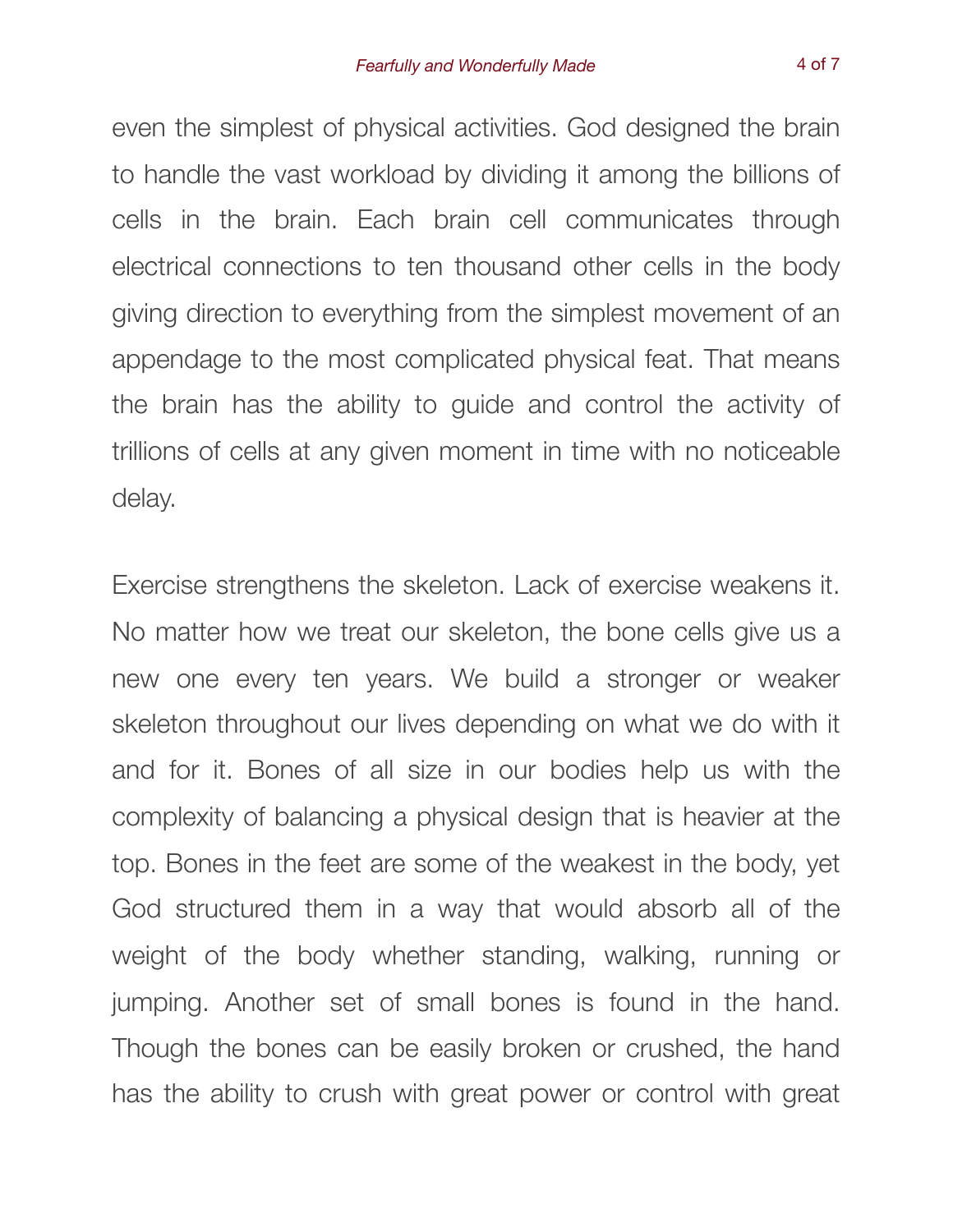even the simplest of physical activities. God designed the brain to handle the vast workload by dividing it among the billions of cells in the brain. Each brain cell communicates through electrical connections to ten thousand other cells in the body giving direction to everything from the simplest movement of an appendage to the most complicated physical feat. That means the brain has the ability to guide and control the activity of trillions of cells at any given moment in time with no noticeable delay.

Exercise strengthens the skeleton. Lack of exercise weakens it. No matter how we treat our skeleton, the bone cells give us a new one every ten years. We build a stronger or weaker skeleton throughout our lives depending on what we do with it and for it. Bones of all size in our bodies help us with the complexity of balancing a physical design that is heavier at the top. Bones in the feet are some of the weakest in the body, yet God structured them in a way that would absorb all of the weight of the body whether standing, walking, running or jumping. Another set of small bones is found in the hand. Though the bones can be easily broken or crushed, the hand has the ability to crush with great power or control with great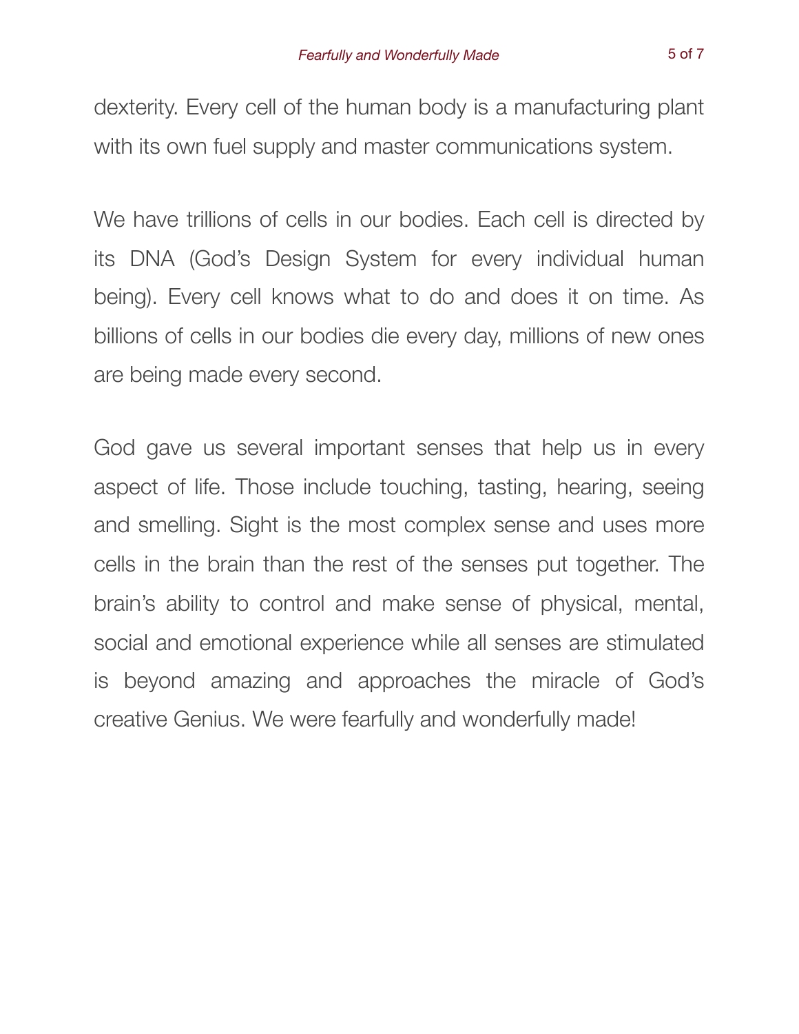dexterity. Every cell of the human body is a manufacturing plant with its own fuel supply and master communications system.

We have trillions of cells in our bodies. Each cell is directed by its DNA (God's Design System for every individual human being). Every cell knows what to do and does it on time. As billions of cells in our bodies die every day, millions of new ones are being made every second.

God gave us several important senses that help us in every aspect of life. Those include touching, tasting, hearing, seeing and smelling. Sight is the most complex sense and uses more cells in the brain than the rest of the senses put together. The brain's ability to control and make sense of physical, mental, social and emotional experience while all senses are stimulated is beyond amazing and approaches the miracle of God's creative Genius. We were fearfully and wonderfully made!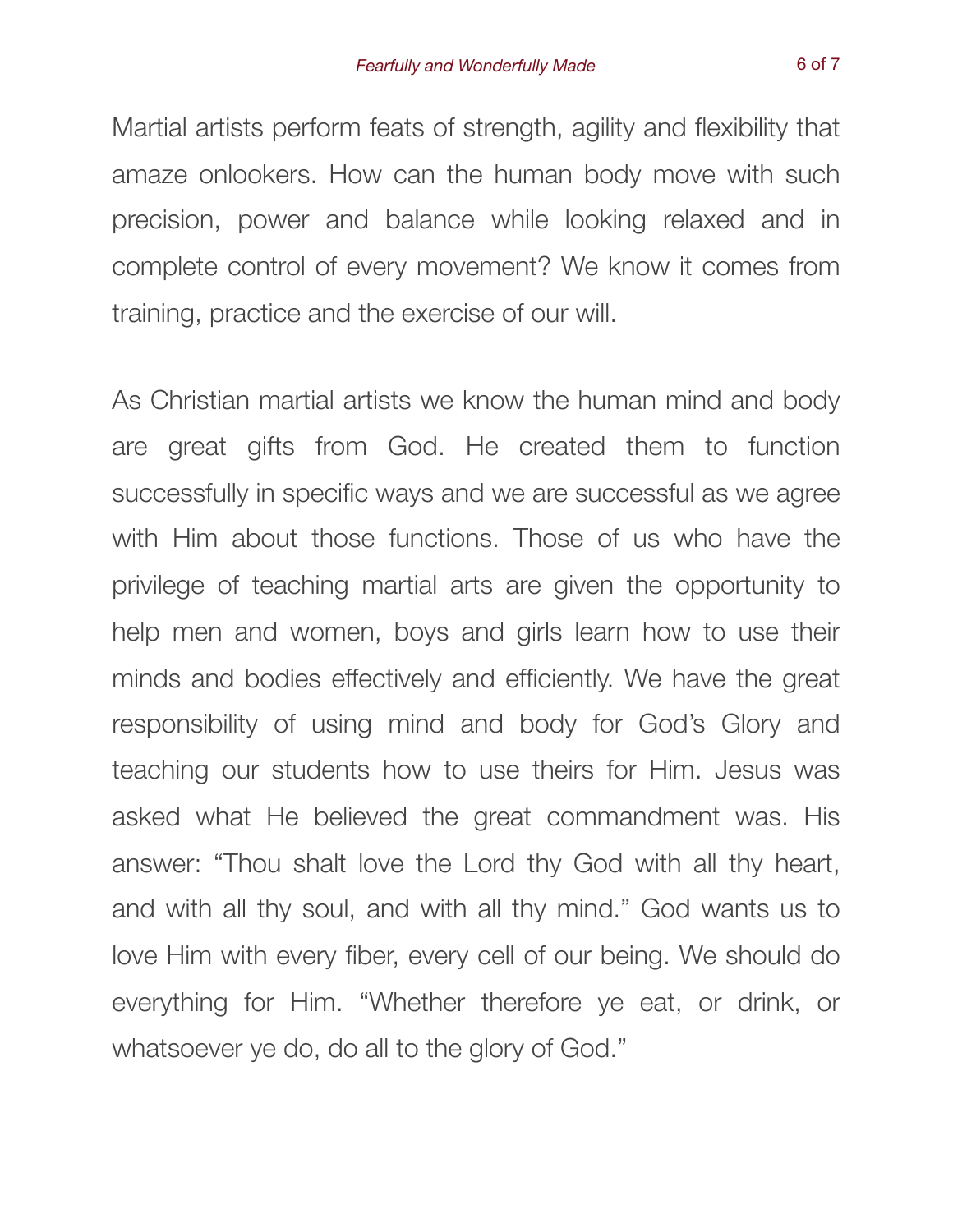Martial artists perform feats of strength, agility and flexibility that amaze onlookers. How can the human body move with such precision, power and balance while looking relaxed and in complete control of every movement? We know it comes from training, practice and the exercise of our will.

As Christian martial artists we know the human mind and body are great gifts from God. He created them to function successfully in specific ways and we are successful as we agree with Him about those functions. Those of us who have the privilege of teaching martial arts are given the opportunity to help men and women, boys and girls learn how to use their minds and bodies effectively and efficiently. We have the great responsibility of using mind and body for God's Glory and teaching our students how to use theirs for Him. Jesus was asked what He believed the great commandment was. His answer: "Thou shalt love the Lord thy God with all thy heart, and with all thy soul, and with all thy mind." God wants us to love Him with every fiber, every cell of our being. We should do everything for Him. "Whether therefore ye eat, or drink, or whatsoever ye do, do all to the glory of God."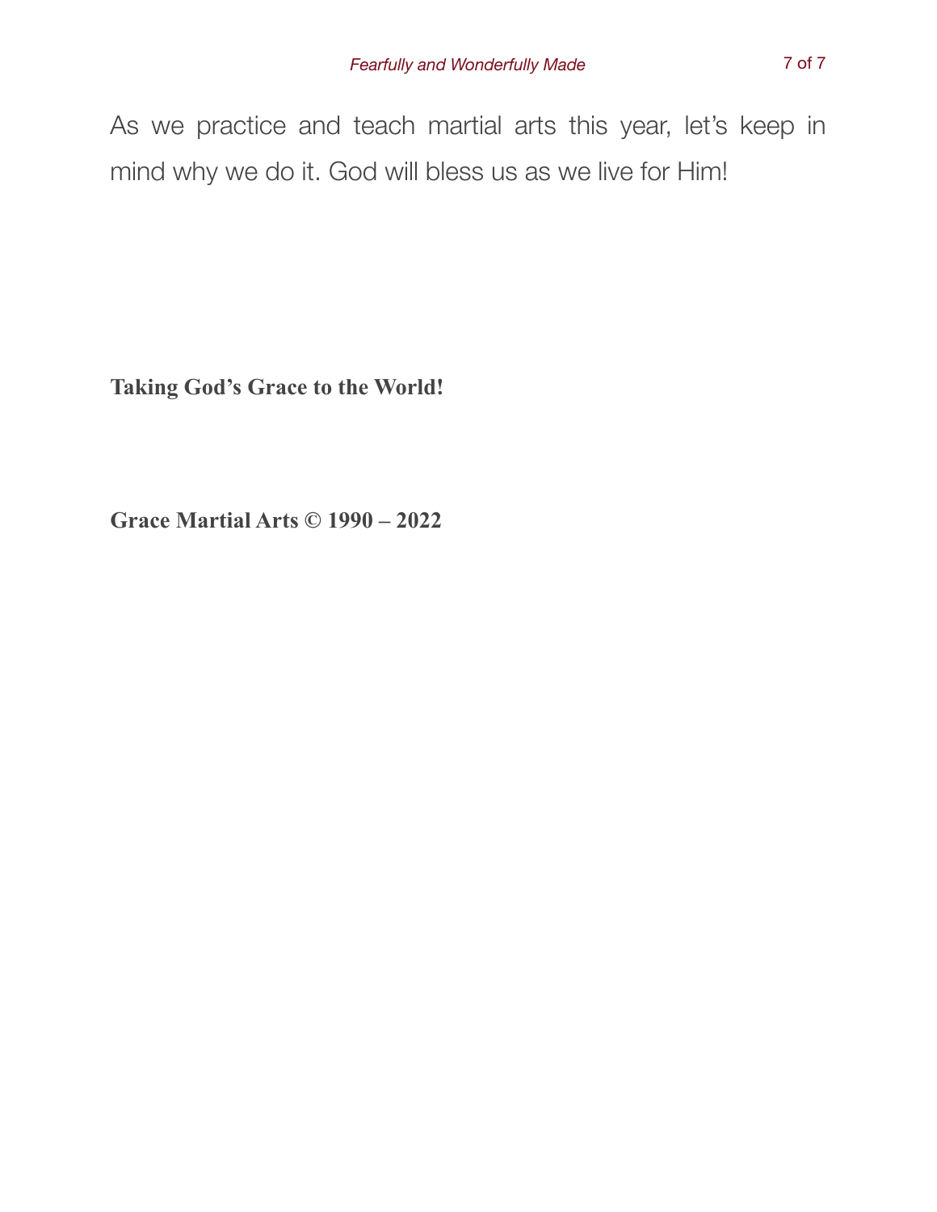As we practice and teach martial arts this year, let's keep in mind why we do it. God will bless us as we live for Him!

**Taking God's Grace to the World!**

**Grace Martial Arts © 1990 – 2022**